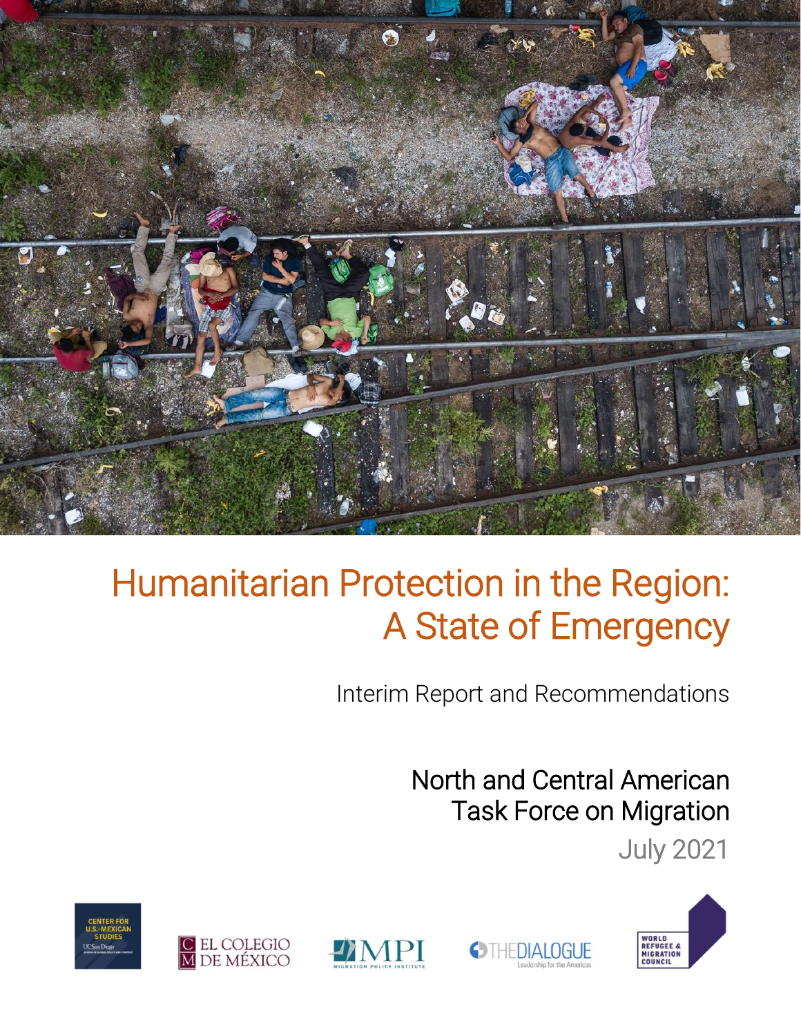# Humanitarian Protection in the Region: A State of Emergency

Interim Report and Recommendations

North and Central American Task Force on Migration

July 2021

CENTER FOR U.S.-MEXICAN STUDIES UC San Diego

EL COLEGIO DE MÉXICO

MPI MIGRATION POLICY INSTITUTE

THEDIALOGUE Leadership for the Americas

WORLD REFUGEE & MIGRATION COUNCIL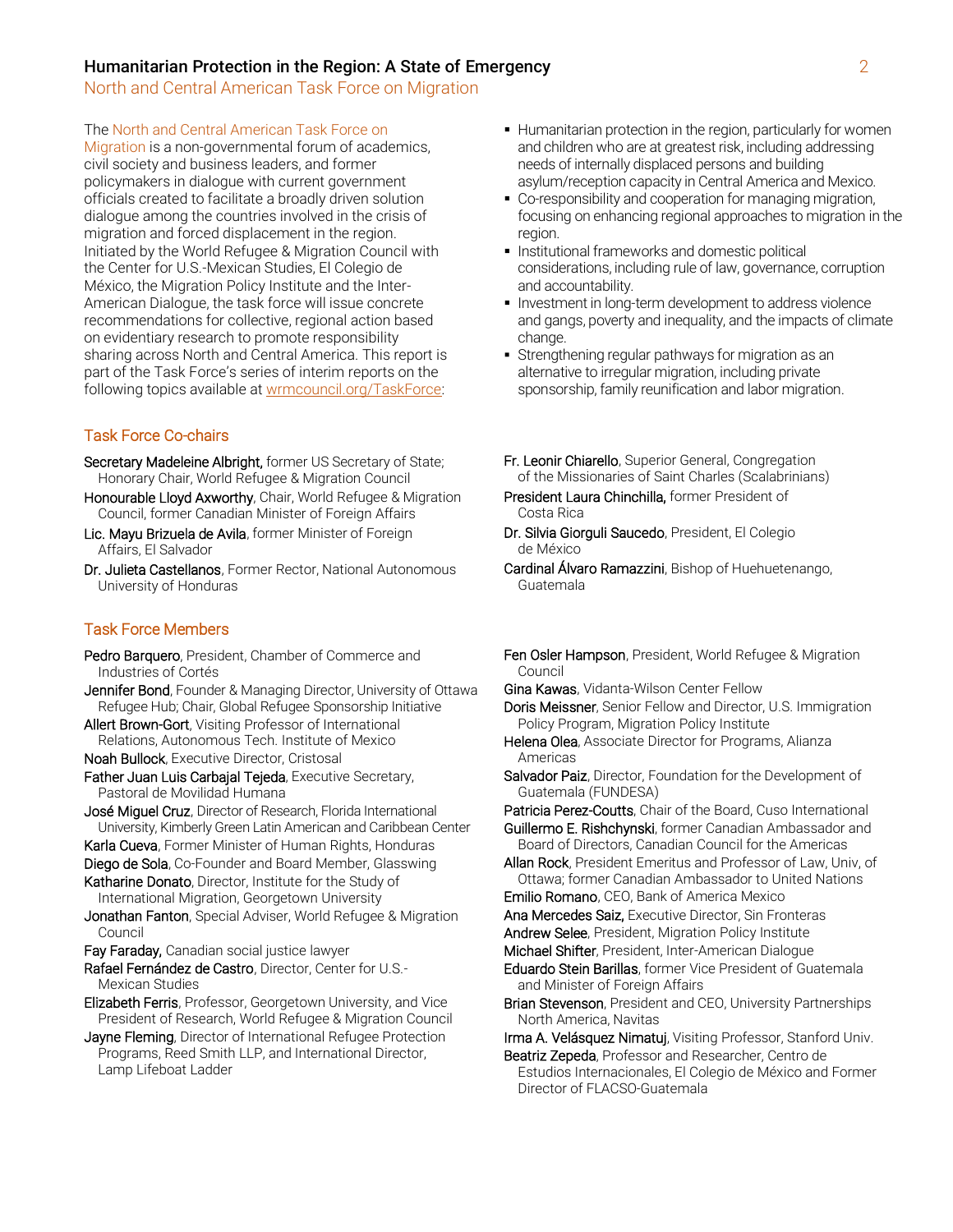The North and Central American Task Force on Migration is a non-governmental forum of academics, civil society and business leaders, and former policymakers in dialogue with current government officials created to facilitate a broadly driven solution dialogue among the countries involved in the crisis of migration and forced displacement in the region. Initiated by the World Refugee & Migration Council with the Center for U.S.-Mexican Studies, El Colegio de México, the Migration Policy Institute and the Inter-American Dialogue, the task force will issue concrete recommendations for collective, regional action based on evidentiary research to promote responsibility sharing across North and Central America. This report is part of the Task Force's series of interim reports on the following topics available at wrmcouncil.org/TaskForce:

- Humanitarian protection in the region, particularly for women and children who are at greatest risk, including addressing needs of internally displaced persons and building asylum/reception capacity in Central America and Mexico.
- Co-responsibility and cooperation for managing migration, focusing on enhancing regional approaches to migration in the region.
- Institutional frameworks and domestic political considerations, including rule of law, governance, corruption and accountability.
- Investment in long-term development to address violence and gangs, poverty and inequality, and the impacts of climate change.
- Strengthening regular pathways for migration as an alternative to irregular migration, including private sponsorship, family reunification and labor migration.

## Task Force Co-chairs

**Secretary Madeleine Albright,** former US Secretary of State; Honorary Chair, World Refugee & Migration Council

**Honourable Lloyd Axworthy**, Chair, World Refugee & Migration Council, former Canadian Minister of Foreign Affairs

**Lic. Mayu Brizuela de Avila**, former Minister of Foreign Affairs, El Salvador

**Dr. Julieta Castellanos**, Former Rector, National Autonomous University of Honduras

**Fr. Leonir Chiarello**, Superior General, Congregation of the Missionaries of Saint Charles (Scalabrinians)

**President Laura Chinchilla,** former President of Costa Rica

**Dr. Silvia Giorguli Saucedo**, President, El Colegio de México

**Cardinal Álvaro Ramazzini**, Bishop of Huehuetenango, Guatemala

## Task Force Members

**Pedro Barquero**, President, Chamber of Commerce and Industries of Cortés

**Jennifer Bond**, Founder & Managing Director, University of Ottawa Refugee Hub; Chair, Global Refugee Sponsorship Initiative

**Allert Brown-Gort**, Visiting Professor of International Relations, Autonomous Tech. Institute of Mexico

**Noah Bullock**, Executive Director, Cristosal

**Father Juan Luis Carbajal Tejeda**, Executive Secretary, Pastoral de Movilidad Humana

**José Miguel Cruz**, Director of Research, Florida International University, Kimberly Green Latin American and Caribbean Center

**Karla Cueva**, Former Minister of Human Rights, Honduras

**Diego de Sola**, Co-Founder and Board Member, Glasswing

**Katharine Donato**, Director, Institute for the Study of International Migration, Georgetown University

**Jonathan Fanton**, Special Adviser, World Refugee & Migration Council

**Fay Faraday,** Canadian social justice lawyer

**Rafael Fernández de Castro**, Director, Center for U.S.-Mexican Studies

**Elizabeth Ferris**, Professor, Georgetown University, and Vice President of Research, World Refugee & Migration Council

**Jayne Fleming**, Director of International Refugee Protection Programs, Reed Smith LLP, and International Director, Lamp Lifeboat Ladder

**Fen Osler Hampson**, President, World Refugee & Migration Council

**Gina Kawas**, Vidanta-Wilson Center Fellow

**Doris Meissner**, Senior Fellow and Director, U.S. Immigration Policy Program, Migration Policy Institute

**Helena Olea**, Associate Director for Programs, Alianza Americas

**Salvador Paiz**, Director, Foundation for the Development of Guatemala (FUNDESA)

**Patricia Perez-Coutts**, Chair of the Board, Cuso International

**Guillermo E. Rishchynski**, former Canadian Ambassador and Board of Directors, Canadian Council for the Americas

**Allan Rock**, President Emeritus and Professor of Law, Univ, of Ottawa; former Canadian Ambassador to United Nations

**Emilio Romano**, CEO, Bank of America Mexico

**Ana Mercedes Saiz,** Executive Director, Sin Fronteras

**Andrew Selee**, President, Migration Policy Institute

**Michael Shifter**, President, Inter-American Dialogue

**Eduardo Stein Barillas**, former Vice President of Guatemala and Minister of Foreign Affairs

**Brian Stevenson**, President and CEO, University Partnerships North America, Navitas

**Irma A. Velásquez Nimatuj**, Visiting Professor, Stanford Univ.

**Beatriz Zepeda**, Professor and Researcher, Centro de Estudios Internacionales, El Colegio de México and Former Director of FLACSO-Guatemala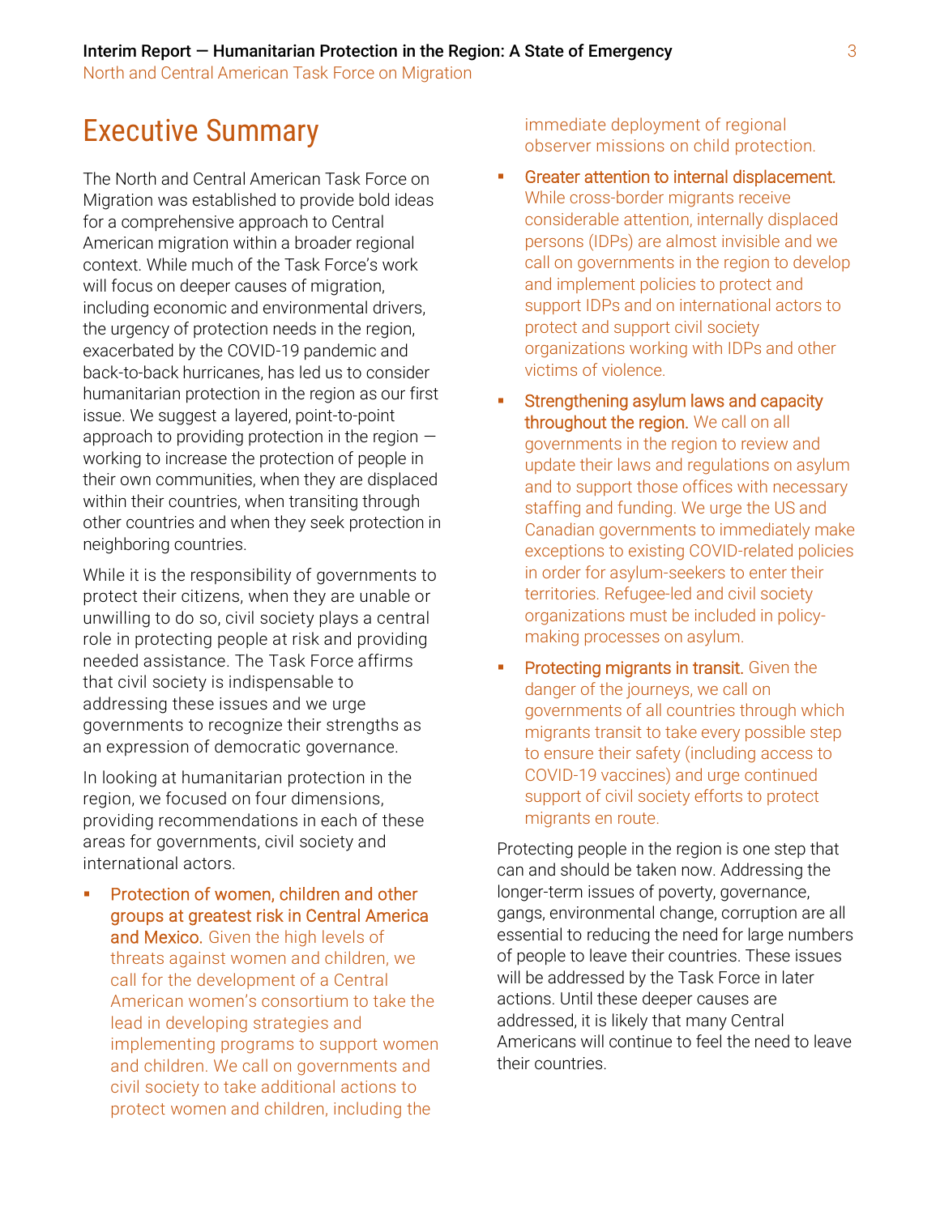# Executive Summary

The North and Central American Task Force on Migration was established to provide bold ideas for a comprehensive approach to Central American migration within a broader regional context. While much of the Task Force's work will focus on deeper causes of migration, including economic and environmental drivers, the urgency of protection needs in the region, exacerbated by the COVID-19 pandemic and back-to-back hurricanes, has led us to consider humanitarian protection in the region as our first issue. We suggest a layered, point-to-point approach to providing protection in the region — working to increase the protection of people in their own communities, when they are displaced within their countries, when transiting through other countries and when they seek protection in neighboring countries.

While it is the responsibility of governments to protect their citizens, when they are unable or unwilling to do so, civil society plays a central role in protecting people at risk and providing needed assistance. The Task Force affirms that civil society is indispensable to addressing these issues and we urge governments to recognize their strengths as an expression of democratic governance.

In looking at humanitarian protection in the region, we focused on four dimensions, providing recommendations in each of these areas for governments, civil society and international actors.

- **Protection of women, children and other groups at greatest risk in Central America and Mexico.** Given the high levels of threats against women and children, we call for the development of a Central American women's consortium to take the lead in developing strategies and implementing programs to support women and children. We call on governments and civil society to take additional actions to protect women and children, including the immediate deployment of regional observer missions on child protection.
- **Greater attention to internal displacement.** While cross-border migrants receive considerable attention, internally displaced persons (IDPs) are almost invisible and we call on governments in the region to develop and implement policies to protect and support IDPs and on international actors to protect and support civil society organizations working with IDPs and other victims of violence.
- **Strengthening asylum laws and capacity throughout the region.** We call on all governments in the region to review and update their laws and regulations on asylum and to support those offices with necessary staffing and funding. We urge the US and Canadian governments to immediately make exceptions to existing COVID-related policies in order for asylum-seekers to enter their territories. Refugee-led and civil society organizations must be included in policy-making processes on asylum.
- **Protecting migrants in transit.** Given the danger of the journeys, we call on governments of all countries through which migrants transit to take every possible step to ensure their safety (including access to COVID-19 vaccines) and urge continued support of civil society efforts to protect migrants en route.

Protecting people in the region is one step that can and should be taken now. Addressing the longer-term issues of poverty, governance, gangs, environmental change, corruption are all essential to reducing the need for large numbers of people to leave their countries. These issues will be addressed by the Task Force in later actions. Until these deeper causes are addressed, it is likely that many Central Americans will continue to feel the need to leave their countries.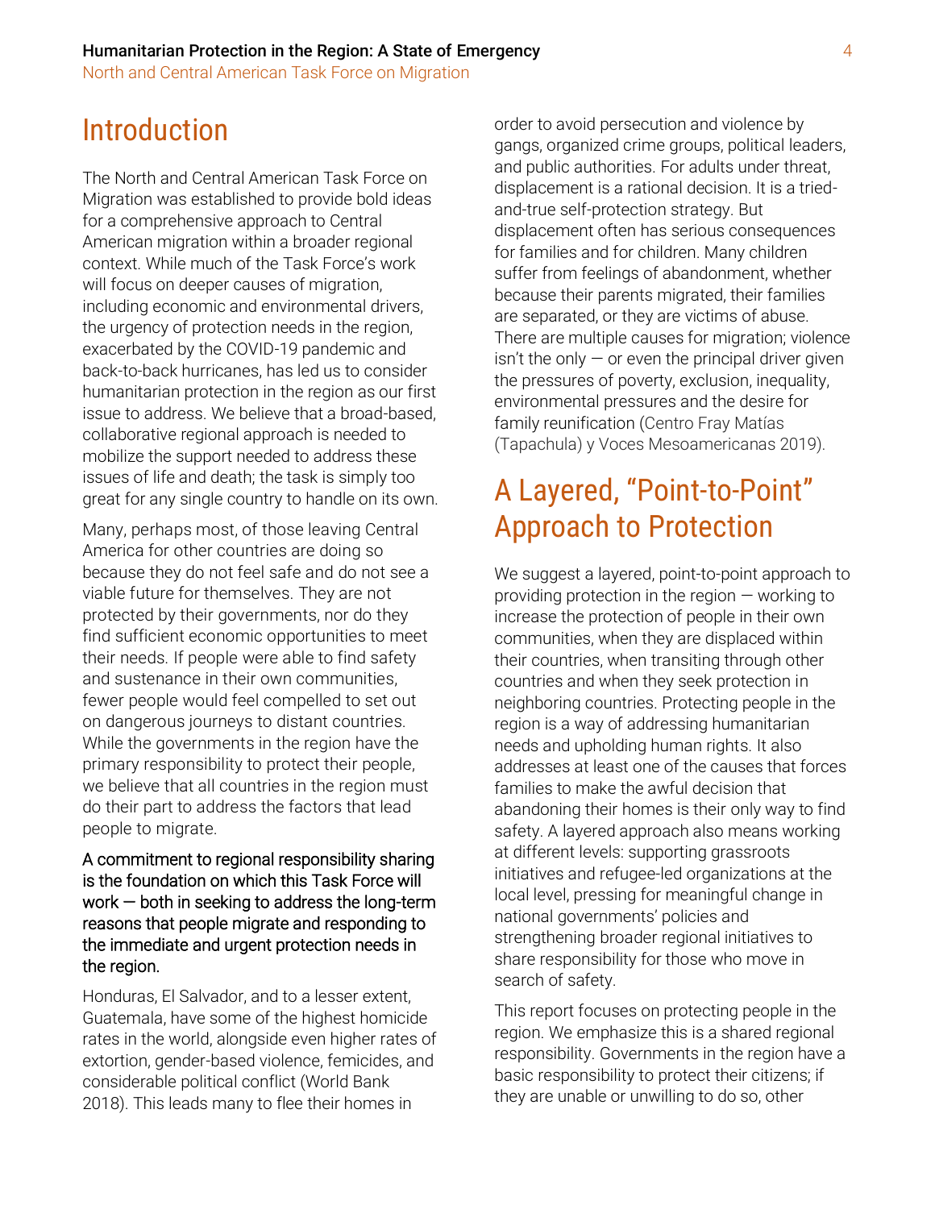# Introduction

The North and Central American Task Force on Migration was established to provide bold ideas for a comprehensive approach to Central American migration within a broader regional context. While much of the Task Force's work will focus on deeper causes of migration, including economic and environmental drivers, the urgency of protection needs in the region, exacerbated by the COVID-19 pandemic and back-to-back hurricanes, has led us to consider humanitarian protection in the region as our first issue to address. We believe that a broad-based, collaborative regional approach is needed to mobilize the support needed to address these issues of life and death; the task is simply too great for any single country to handle on its own.

Many, perhaps most, of those leaving Central America for other countries are doing so because they do not feel safe and do not see a viable future for themselves. They are not protected by their governments, nor do they find sufficient economic opportunities to meet their needs. If people were able to find safety and sustenance in their own communities, fewer people would feel compelled to set out on dangerous journeys to distant countries. While the governments in the region have the primary responsibility to protect their people, we believe that all countries in the region must do their part to address the factors that lead people to migrate.

A commitment to regional responsibility sharing is the foundation on which this Task Force will work — both in seeking to address the long-term reasons that people migrate and responding to the immediate and urgent protection needs in the region.

Honduras, El Salvador, and to a lesser extent, Guatemala, have some of the highest homicide rates in the world, alongside even higher rates of extortion, gender-based violence, femicides, and considerable political conflict (World Bank 2018). This leads many to flee their homes in order to avoid persecution and violence by gangs, organized crime groups, political leaders, and public authorities. For adults under threat, displacement is a rational decision. It is a tried-and-true self-protection strategy. But displacement often has serious consequences for families and for children. Many children suffer from feelings of abandonment, whether because their parents migrated, their families are separated, or they are victims of abuse. There are multiple causes for migration; violence isn't the only — or even the principal driver given the pressures of poverty, exclusion, inequality, environmental pressures and the desire for family reunification (Centro Fray Matías (Tapachula) y Voces Mesoamericanas 2019).

# A Layered, "Point-to-Point" Approach to Protection

We suggest a layered, point-to-point approach to providing protection in the region — working to increase the protection of people in their own communities, when they are displaced within their countries, when transiting through other countries and when they seek protection in neighboring countries. Protecting people in the region is a way of addressing humanitarian needs and upholding human rights. It also addresses at least one of the causes that forces families to make the awful decision that abandoning their homes is their only way to find safety. A layered approach also means working at different levels: supporting grassroots initiatives and refugee-led organizations at the local level, pressing for meaningful change in national governments' policies and strengthening broader regional initiatives to share responsibility for those who move in search of safety.

This report focuses on protecting people in the region. We emphasize this is a shared regional responsibility. Governments in the region have a basic responsibility to protect their citizens; if they are unable or unwilling to do so, other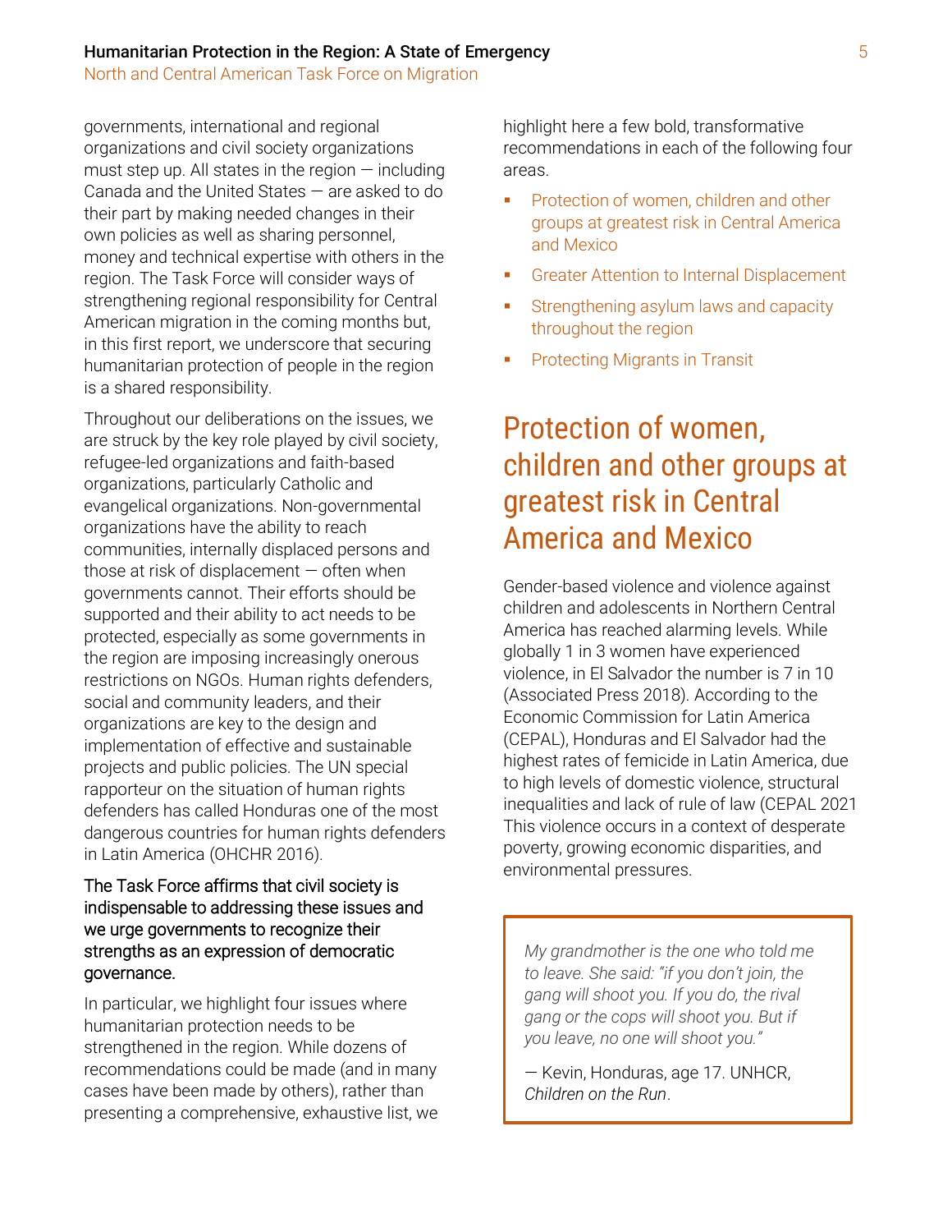governments, international and regional organizations and civil society organizations must step up. All states in the region — including Canada and the United States — are asked to do their part by making needed changes in their own policies as well as sharing personnel, money and technical expertise with others in the region. The Task Force will consider ways of strengthening regional responsibility for Central American migration in the coming months but, in this first report, we underscore that securing humanitarian protection of people in the region is a shared responsibility.

Throughout our deliberations on the issues, we are struck by the key role played by civil society, refugee-led organizations and faith-based organizations, particularly Catholic and evangelical organizations. Non-governmental organizations have the ability to reach communities, internally displaced persons and those at risk of displacement — often when governments cannot. Their efforts should be supported and their ability to act needs to be protected, especially as some governments in the region are imposing increasingly onerous restrictions on NGOs. Human rights defenders, social and community leaders, and their organizations are key to the design and implementation of effective and sustainable projects and public policies. The UN special rapporteur on the situation of human rights defenders has called Honduras one of the most dangerous countries for human rights defenders in Latin America (OHCHR 2016).

The Task Force affirms that civil society is indispensable to addressing these issues and we urge governments to recognize their strengths as an expression of democratic governance.

In particular, we highlight four issues where humanitarian protection needs to be strengthened in the region. While dozens of recommendations could be made (and in many cases have been made by others), rather than presenting a comprehensive, exhaustive list, we highlight here a few bold, transformative recommendations in each of the following four areas.

- Protection of women, children and other groups at greatest risk in Central America and Mexico
- Greater Attention to Internal Displacement
- Strengthening asylum laws and capacity throughout the region
- Protecting Migrants in Transit

## Protection of women, children and other groups at greatest risk in Central America and Mexico

Gender-based violence and violence against children and adolescents in Northern Central America has reached alarming levels. While globally 1 in 3 women have experienced violence, in El Salvador the number is 7 in 10 (Associated Press 2018). According to the Economic Commission for Latin America (CEPAL), Honduras and El Salvador had the highest rates of femicide in Latin America, due to high levels of domestic violence, structural inequalities and lack of rule of law (CEPAL 2021 This violence occurs in a context of desperate poverty, growing economic disparities, and environmental pressures.

> *My grandmother is the one who told me to leave. She said: "if you don't join, the gang will shoot you. If you do, the rival gang or the cops will shoot you. But if you leave, no one will shoot you."*
>
> — Kevin, Honduras, age 17. UNHCR, *Children on the Run*.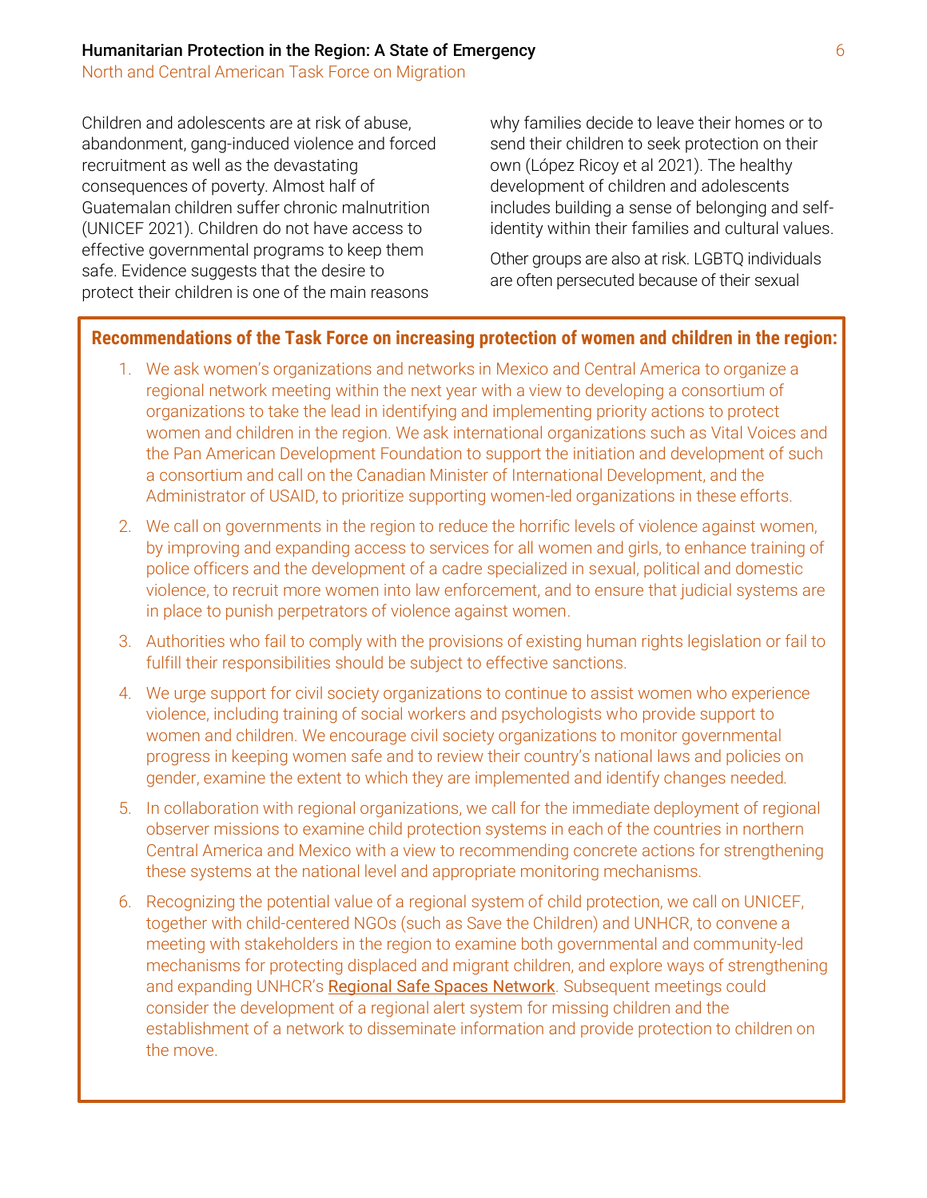Children and adolescents are at risk of abuse, abandonment, gang-induced violence and forced recruitment as well as the devastating consequences of poverty. Almost half of Guatemalan children suffer chronic malnutrition (UNICEF 2021). Children do not have access to effective governmental programs to keep them safe. Evidence suggests that the desire to protect their children is one of the main reasons why families decide to leave their homes or to send their children to seek protection on their own (López Ricoy et al 2021). The healthy development of children and adolescents includes building a sense of belonging and self-identity within their families and cultural values.

Other groups are also at risk. LGBTQ individuals are often persecuted because of their sexual

**Recommendations of the Task Force on increasing protection of women and children in the region:**

1. We ask women's organizations and networks in Mexico and Central America to organize a regional network meeting within the next year with a view to developing a consortium of organizations to take the lead in identifying and implementing priority actions to protect women and children in the region. We ask international organizations such as Vital Voices and the Pan American Development Foundation to support the initiation and development of such a consortium and call on the Canadian Minister of International Development, and the Administrator of USAID, to prioritize supporting women-led organizations in these efforts.
2. We call on governments in the region to reduce the horrific levels of violence against women, by improving and expanding access to services for all women and girls, to enhance training of police officers and the development of a cadre specialized in sexual, political and domestic violence, to recruit more women into law enforcement, and to ensure that judicial systems are in place to punish perpetrators of violence against women.
3. Authorities who fail to comply with the provisions of existing human rights legislation or fail to fulfill their responsibilities should be subject to effective sanctions.
4. We urge support for civil society organizations to continue to assist women who experience violence, including training of social workers and psychologists who provide support to women and children. We encourage civil society organizations to monitor governmental progress in keeping women safe and to review their country's national laws and policies on gender, examine the extent to which they are implemented and identify changes needed.
5. In collaboration with regional organizations, we call for the immediate deployment of regional observer missions to examine child protection systems in each of the countries in northern Central America and Mexico with a view to recommending concrete actions for strengthening these systems at the national level and appropriate monitoring mechanisms.
6. Recognizing the potential value of a regional system of child protection, we call on UNICEF, together with child-centered NGOs (such as Save the Children) and UNHCR, to convene a meeting with stakeholders in the region to examine both governmental and community-led mechanisms for protecting displaced and migrant children, and explore ways of strengthening and expanding UNHCR's Regional Safe Spaces Network. Subsequent meetings could consider the development of a regional alert system for missing children and the establishment of a network to disseminate information and provide protection to children on the move.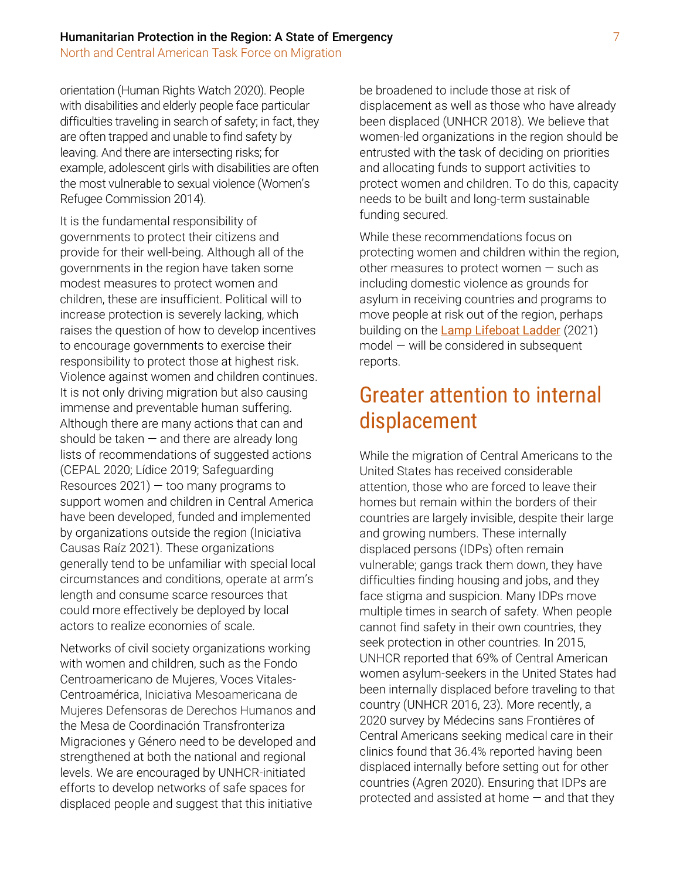orientation (Human Rights Watch 2020). People with disabilities and elderly people face particular difficulties traveling in search of safety; in fact, they are often trapped and unable to find safety by leaving. And there are intersecting risks; for example, adolescent girls with disabilities are often the most vulnerable to sexual violence (Women's Refugee Commission 2014).

It is the fundamental responsibility of governments to protect their citizens and provide for their well-being. Although all of the governments in the region have taken some modest measures to protect women and children, these are insufficient. Political will to increase protection is severely lacking, which raises the question of how to develop incentives to encourage governments to exercise their responsibility to protect those at highest risk. Violence against women and children continues. It is not only driving migration but also causing immense and preventable human suffering. Although there are many actions that can and should be taken — and there are already long lists of recommendations of suggested actions (CEPAL 2020; Lídice 2019; Safeguarding Resources 2021) — too many programs to support women and children in Central America have been developed, funded and implemented by organizations outside the region (Iniciativa Causas Raíz 2021). These organizations generally tend to be unfamiliar with special local circumstances and conditions, operate at arm's length and consume scarce resources that could more effectively be deployed by local actors to realize economies of scale.

Networks of civil society organizations working with women and children, such as the Fondo Centroamericano de Mujeres, Voces Vitales-Centroamérica, Iniciativa Mesoamericana de Mujeres Defensoras de Derechos Humanos and the Mesa de Coordinación Transfronteriza Migraciones y Género need to be developed and strengthened at both the national and regional levels. We are encouraged by UNHCR-initiated efforts to develop networks of safe spaces for displaced people and suggest that this initiative be broadened to include those at risk of displacement as well as those who have already been displaced (UNHCR 2018). We believe that women-led organizations in the region should be entrusted with the task of deciding on priorities and allocating funds to support activities to protect women and children. To do this, capacity needs to be built and long-term sustainable funding secured.

While these recommendations focus on protecting women and children within the region, other measures to protect women — such as including domestic violence as grounds for asylum in receiving countries and programs to move people at risk out of the region, perhaps building on the Lamp Lifeboat Ladder (2021) model — will be considered in subsequent reports.

## Greater attention to internal displacement

While the migration of Central Americans to the United States has received considerable attention, those who are forced to leave their homes but remain within the borders of their countries are largely invisible, despite their large and growing numbers. These internally displaced persons (IDPs) often remain vulnerable; gangs track them down, they have difficulties finding housing and jobs, and they face stigma and suspicion. Many IDPs move multiple times in search of safety. When people cannot find safety in their own countries, they seek protection in other countries. In 2015, UNHCR reported that 69% of Central American women asylum-seekers in the United States had been internally displaced before traveling to that country (UNHCR 2016, 23). More recently, a 2020 survey by Médecins sans Frontiéres of Central Americans seeking medical care in their clinics found that 36.4% reported having been displaced internally before setting out for other countries (Agren 2020). Ensuring that IDPs are protected and assisted at home — and that they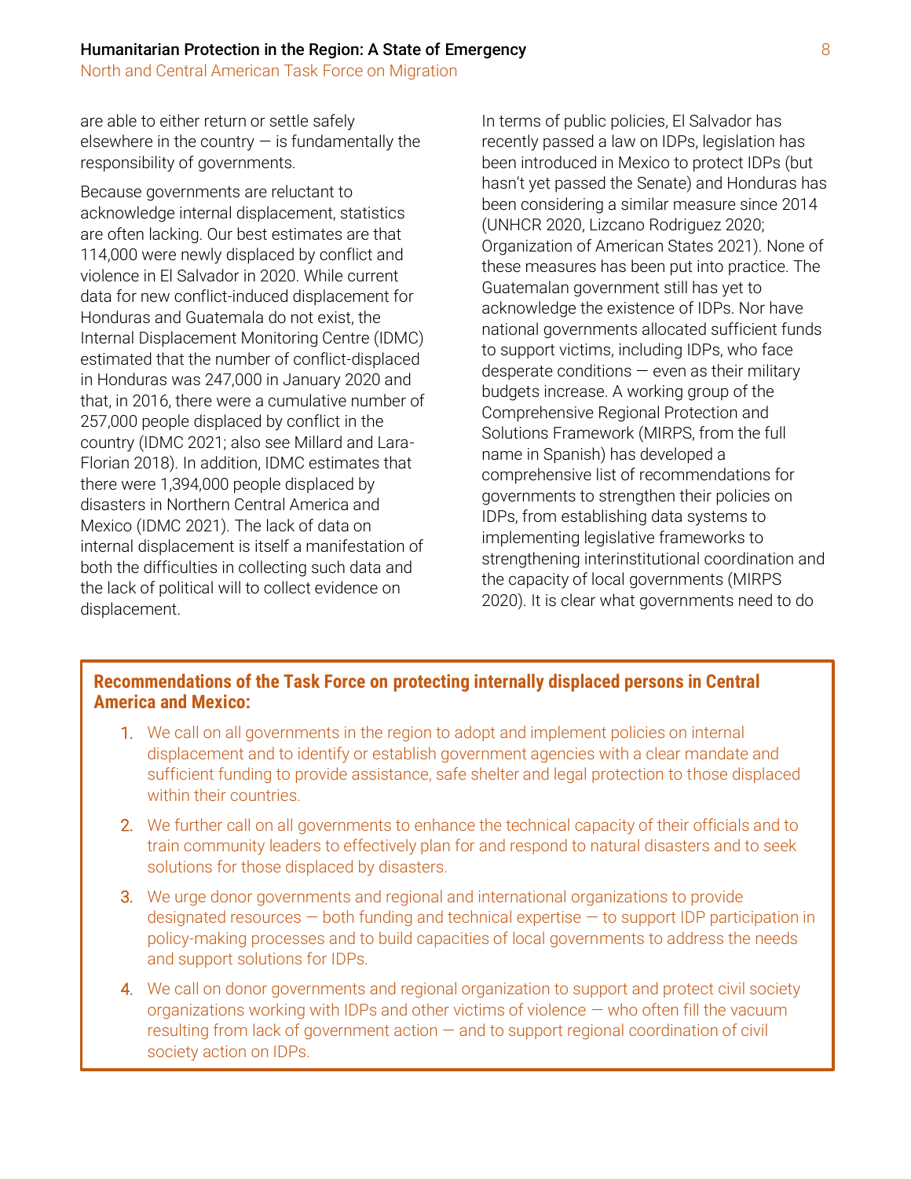are able to either return or settle safely elsewhere in the country — is fundamentally the responsibility of governments.

Because governments are reluctant to acknowledge internal displacement, statistics are often lacking. Our best estimates are that 114,000 were newly displaced by conflict and violence in El Salvador in 2020. While current data for new conflict-induced displacement for Honduras and Guatemala do not exist, the Internal Displacement Monitoring Centre (IDMC) estimated that the number of conflict-displaced in Honduras was 247,000 in January 2020 and that, in 2016, there were a cumulative number of 257,000 people displaced by conflict in the country (IDMC 2021; also see Millard and Lara-Florian 2018). In addition, IDMC estimates that there were 1,394,000 people displaced by disasters in Northern Central America and Mexico (IDMC 2021). The lack of data on internal displacement is itself a manifestation of both the difficulties in collecting such data and the lack of political will to collect evidence on displacement.

In terms of public policies, El Salvador has recently passed a law on IDPs, legislation has been introduced in Mexico to protect IDPs (but hasn't yet passed the Senate) and Honduras has been considering a similar measure since 2014 (UNHCR 2020, Lizcano Rodriguez 2020; Organization of American States 2021). None of these measures has been put into practice. The Guatemalan government still has yet to acknowledge the existence of IDPs. Nor have national governments allocated sufficient funds to support victims, including IDPs, who face desperate conditions — even as their military budgets increase. A working group of the Comprehensive Regional Protection and Solutions Framework (MIRPS, from the full name in Spanish) has developed a comprehensive list of recommendations for governments to strengthen their policies on IDPs, from establishing data systems to implementing legislative frameworks to strengthening interinstitutional coordination and the capacity of local governments (MIRPS 2020). It is clear what governments need to do

**Recommendations of the Task Force on protecting internally displaced persons in Central America and Mexico:**

1. We call on all governments in the region to adopt and implement policies on internal displacement and to identify or establish government agencies with a clear mandate and sufficient funding to provide assistance, safe shelter and legal protection to those displaced within their countries.
2. We further call on all governments to enhance the technical capacity of their officials and to train community leaders to effectively plan for and respond to natural disasters and to seek solutions for those displaced by disasters.
3. We urge donor governments and regional and international organizations to provide designated resources — both funding and technical expertise — to support IDP participation in policy-making processes and to build capacities of local governments to address the needs and support solutions for IDPs.
4. We call on donor governments and regional organization to support and protect civil society organizations working with IDPs and other victims of violence — who often fill the vacuum resulting from lack of government action — and to support regional coordination of civil society action on IDPs.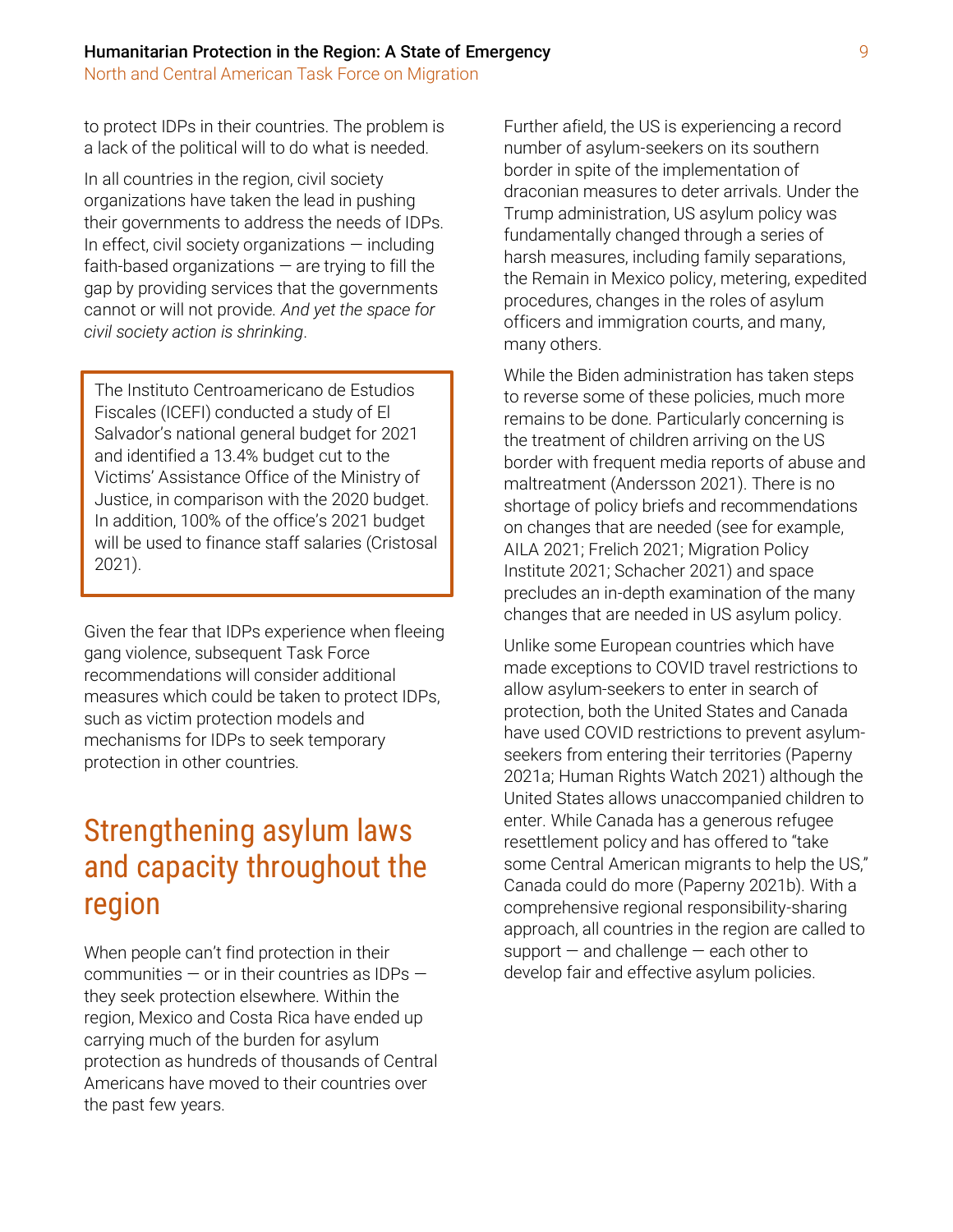to protect IDPs in their countries. The problem is a lack of the political will to do what is needed.

In all countries in the region, civil society organizations have taken the lead in pushing their governments to address the needs of IDPs. In effect, civil society organizations — including faith-based organizations — are trying to fill the gap by providing services that the governments cannot or will not provide. *And yet the space for civil society action is shrinking*.

> The Instituto Centroamericano de Estudios Fiscales (ICEFI) conducted a study of El Salvador's national general budget for 2021 and identified a 13.4% budget cut to the Victims' Assistance Office of the Ministry of Justice, in comparison with the 2020 budget. In addition, 100% of the office's 2021 budget will be used to finance staff salaries (Cristosal 2021).

Given the fear that IDPs experience when fleeing gang violence, subsequent Task Force recommendations will consider additional measures which could be taken to protect IDPs, such as victim protection models and mechanisms for IDPs to seek temporary protection in other countries.

## Strengthening asylum laws and capacity throughout the region

When people can't find protection in their communities — or in their countries as IDPs — they seek protection elsewhere. Within the region, Mexico and Costa Rica have ended up carrying much of the burden for asylum protection as hundreds of thousands of Central Americans have moved to their countries over the past few years.

Further afield, the US is experiencing a record number of asylum-seekers on its southern border in spite of the implementation of draconian measures to deter arrivals. Under the Trump administration, US asylum policy was fundamentally changed through a series of harsh measures, including family separations, the Remain in Mexico policy, metering, expedited procedures, changes in the roles of asylum officers and immigration courts, and many, many others.

While the Biden administration has taken steps to reverse some of these policies, much more remains to be done. Particularly concerning is the treatment of children arriving on the US border with frequent media reports of abuse and maltreatment (Andersson 2021). There is no shortage of policy briefs and recommendations on changes that are needed (see for example, AILA 2021; Frelich 2021; Migration Policy Institute 2021; Schacher 2021) and space precludes an in-depth examination of the many changes that are needed in US asylum policy.

Unlike some European countries which have made exceptions to COVID travel restrictions to allow asylum-seekers to enter in search of protection, both the United States and Canada have used COVID restrictions to prevent asylum-seekers from entering their territories (Paperny 2021a; Human Rights Watch 2021) although the United States allows unaccompanied children to enter. While Canada has a generous refugee resettlement policy and has offered to "take some Central American migrants to help the US," Canada could do more (Paperny 2021b). With a comprehensive regional responsibility-sharing approach, all countries in the region are called to support — and challenge — each other to develop fair and effective asylum policies.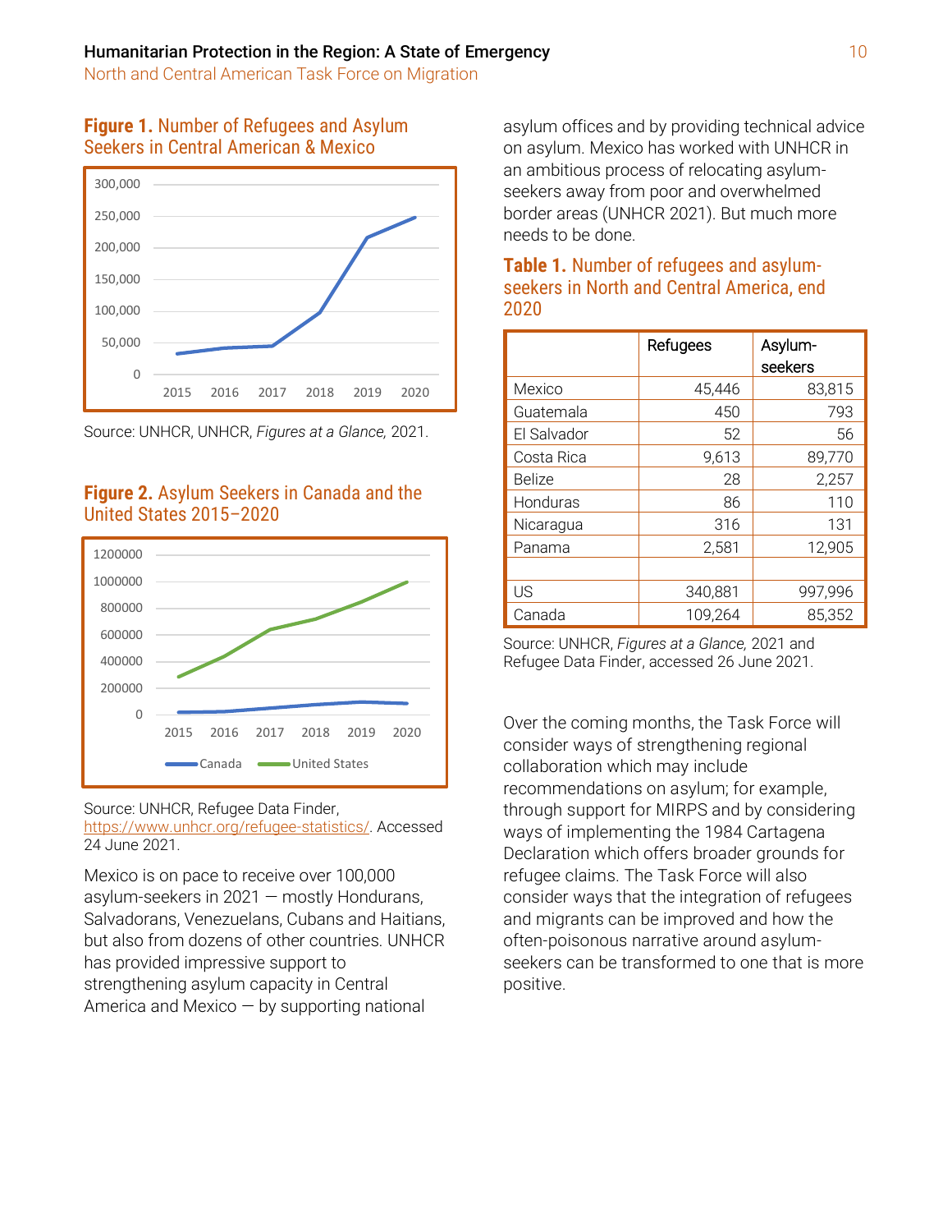**Figure 1.** Number of Refugees and Asylum Seekers in Central American & Mexico

Source: UNHCR, UNHCR, *Figures at a Glance,* 2021.

**Figure 2.** Asylum Seekers in Canada and the United States 2015–2020

Source: UNHCR, Refugee Data Finder, https://www.unhcr.org/refugee-statistics/. Accessed 24 June 2021.

Mexico is on pace to receive over 100,000 asylum-seekers in 2021 — mostly Hondurans, Salvadorans, Venezuelans, Cubans and Haitians, but also from dozens of other countries. UNHCR has provided impressive support to strengthening asylum capacity in Central America and Mexico — by supporting national asylum offices and by providing technical advice on asylum. Mexico has worked with UNHCR in an ambitious process of relocating asylum-seekers away from poor and overwhelmed border areas (UNHCR 2021). But much more needs to be done.

**Table 1.** Number of refugees and asylum-seekers in North and Central America, end 2020

| | Refugees | Asylum-seekers |
|---|---|---|
| Mexico | 45,446 | 83,815 |
| Guatemala | 450 | 793 |
| El Salvador | 52 | 56 |
| Costa Rica | 9,613 | 89,770 |
| Belize | 28 | 2,257 |
| Honduras | 86 | 110 |
| Nicaragua | 316 | 131 |
| Panama | 2,581 | 12,905 |
| | | |
| US | 340,881 | 997,996 |
| Canada | 109,264 | 85,352 |

Source: UNHCR, *Figures at a Glance,* 2021 and Refugee Data Finder, accessed 26 June 2021.

Over the coming months, the Task Force will consider ways of strengthening regional collaboration which may include recommendations on asylum; for example, through support for MIRPS and by considering ways of implementing the 1984 Cartagena Declaration which offers broader grounds for refugee claims. The Task Force will also consider ways that the integration of refugees and migrants can be improved and how the often-poisonous narrative around asylum-seekers can be transformed to one that is more positive.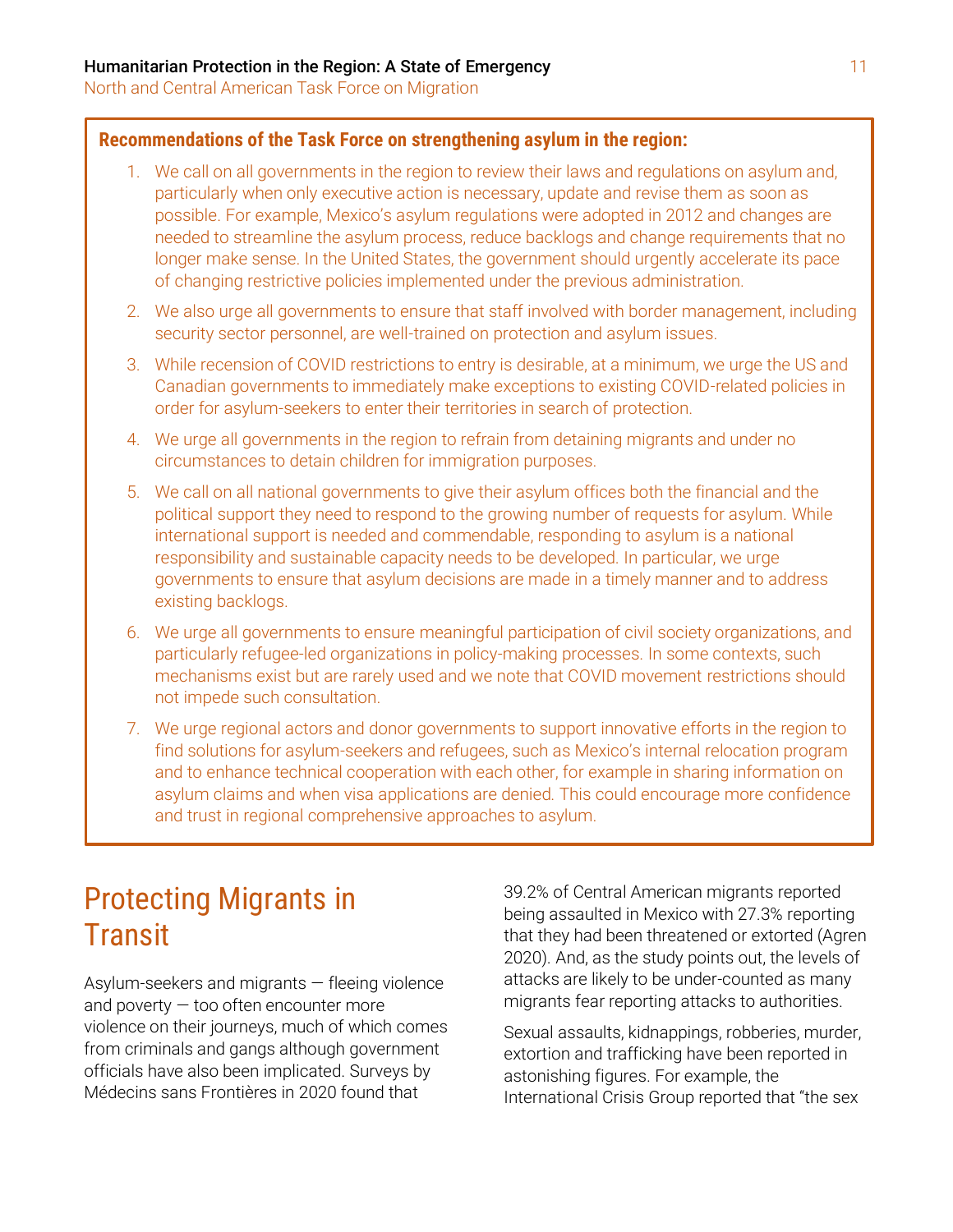**Recommendations of the Task Force on strengthening asylum in the region:**

1. We call on all governments in the region to review their laws and regulations on asylum and, particularly when only executive action is necessary, update and revise them as soon as possible. For example, Mexico's asylum regulations were adopted in 2012 and changes are needed to streamline the asylum process, reduce backlogs and change requirements that no longer make sense. In the United States, the government should urgently accelerate its pace of changing restrictive policies implemented under the previous administration.
2. We also urge all governments to ensure that staff involved with border management, including security sector personnel, are well-trained on protection and asylum issues.
3. While recension of COVID restrictions to entry is desirable, at a minimum, we urge the US and Canadian governments to immediately make exceptions to existing COVID-related policies in order for asylum-seekers to enter their territories in search of protection.
4. We urge all governments in the region to refrain from detaining migrants and under no circumstances to detain children for immigration purposes.
5. We call on all national governments to give their asylum offices both the financial and the political support they need to respond to the growing number of requests for asylum. While international support is needed and commendable, responding to asylum is a national responsibility and sustainable capacity needs to be developed. In particular, we urge governments to ensure that asylum decisions are made in a timely manner and to address existing backlogs.
6. We urge all governments to ensure meaningful participation of civil society organizations, and particularly refugee-led organizations in policy-making processes. In some contexts, such mechanisms exist but are rarely used and we note that COVID movement restrictions should not impede such consultation.
7. We urge regional actors and donor governments to support innovative efforts in the region to find solutions for asylum-seekers and refugees, such as Mexico's internal relocation program and to enhance technical cooperation with each other, for example in sharing information on asylum claims and when visa applications are denied. This could encourage more confidence and trust in regional comprehensive approaches to asylum.

# Protecting Migrants in Transit

Asylum-seekers and migrants — fleeing violence and poverty — too often encounter more violence on their journeys, much of which comes from criminals and gangs although government officials have also been implicated. Surveys by Médecins sans Frontières in 2020 found that 39.2% of Central American migrants reported being assaulted in Mexico with 27.3% reporting that they had been threatened or extorted (Agren 2020). And, as the study points out, the levels of attacks are likely to be under-counted as many migrants fear reporting attacks to authorities.

Sexual assaults, kidnappings, robberies, murder, extortion and trafficking have been reported in astonishing figures. For example, the International Crisis Group reported that "the sex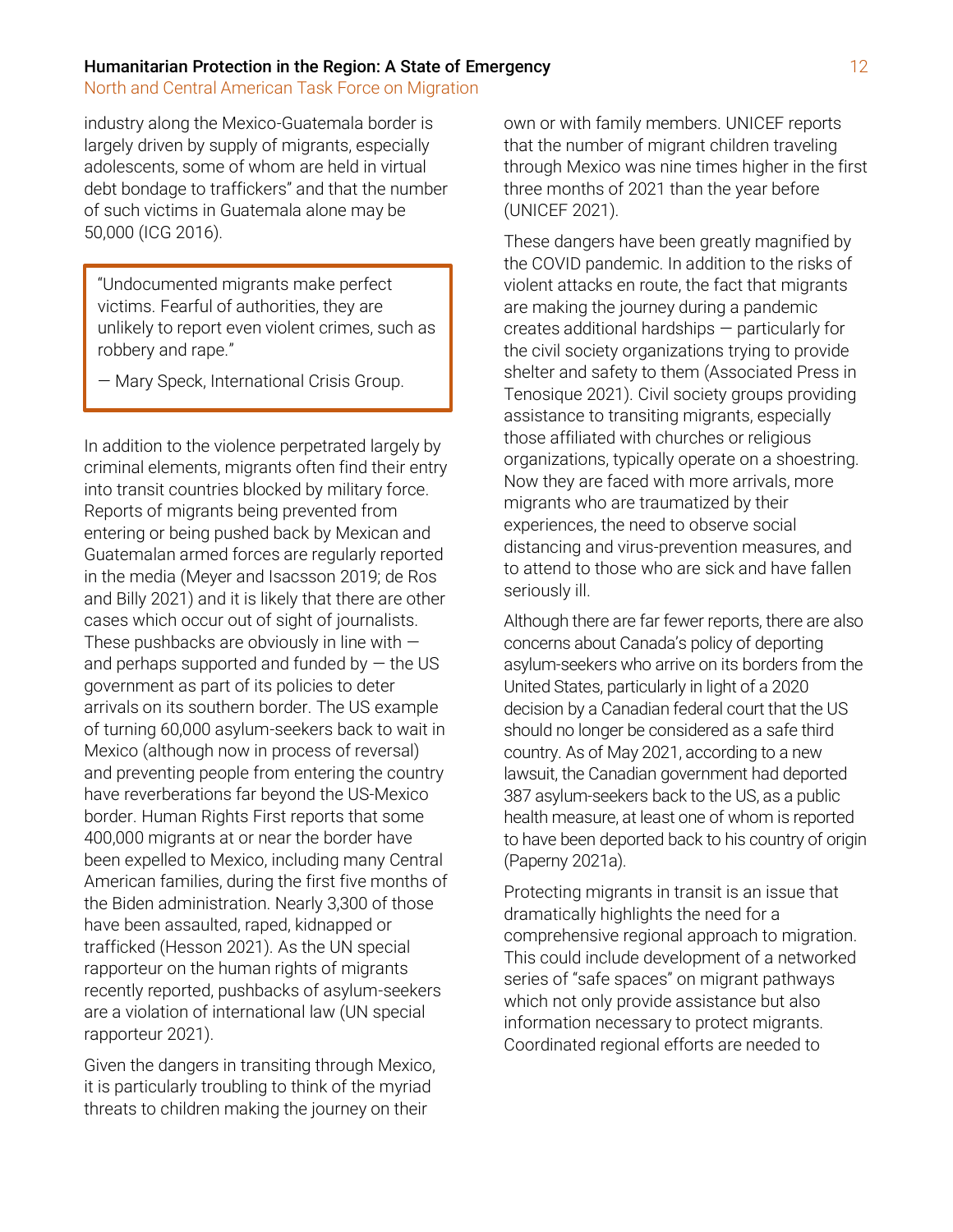industry along the Mexico-Guatemala border is largely driven by supply of migrants, especially adolescents, some of whom are held in virtual debt bondage to traffickers" and that the number of such victims in Guatemala alone may be 50,000 (ICG 2016).

> "Undocumented migrants make perfect victims. Fearful of authorities, they are unlikely to report even violent crimes, such as robbery and rape."
>
> — Mary Speck, International Crisis Group.

In addition to the violence perpetrated largely by criminal elements, migrants often find their entry into transit countries blocked by military force. Reports of migrants being prevented from entering or being pushed back by Mexican and Guatemalan armed forces are regularly reported in the media (Meyer and Isacsson 2019; de Ros and Billy 2021) and it is likely that there are other cases which occur out of sight of journalists. These pushbacks are obviously in line with — and perhaps supported and funded by — the US government as part of its policies to deter arrivals on its southern border. The US example of turning 60,000 asylum-seekers back to wait in Mexico (although now in process of reversal) and preventing people from entering the country have reverberations far beyond the US-Mexico border. Human Rights First reports that some 400,000 migrants at or near the border have been expelled to Mexico, including many Central American families, during the first five months of the Biden administration. Nearly 3,300 of those have been assaulted, raped, kidnapped or trafficked (Hesson 2021). As the UN special rapporteur on the human rights of migrants recently reported, pushbacks of asylum-seekers are a violation of international law (UN special rapporteur 2021).

Given the dangers in transiting through Mexico, it is particularly troubling to think of the myriad threats to children making the journey on their own or with family members. UNICEF reports that the number of migrant children traveling through Mexico was nine times higher in the first three months of 2021 than the year before (UNICEF 2021).

These dangers have been greatly magnified by the COVID pandemic. In addition to the risks of violent attacks en route, the fact that migrants are making the journey during a pandemic creates additional hardships — particularly for the civil society organizations trying to provide shelter and safety to them (Associated Press in Tenosique 2021). Civil society groups providing assistance to transiting migrants, especially those affiliated with churches or religious organizations, typically operate on a shoestring. Now they are faced with more arrivals, more migrants who are traumatized by their experiences, the need to observe social distancing and virus-prevention measures, and to attend to those who are sick and have fallen seriously ill.

Although there are far fewer reports, there are also concerns about Canada's policy of deporting asylum-seekers who arrive on its borders from the United States, particularly in light of a 2020 decision by a Canadian federal court that the US should no longer be considered as a safe third country. As of May 2021, according to a new lawsuit, the Canadian government had deported 387 asylum-seekers back to the US, as a public health measure, at least one of whom is reported to have been deported back to his country of origin (Paperny 2021a).

Protecting migrants in transit is an issue that dramatically highlights the need for a comprehensive regional approach to migration. This could include development of a networked series of "safe spaces" on migrant pathways which not only provide assistance but also information necessary to protect migrants. Coordinated regional efforts are needed to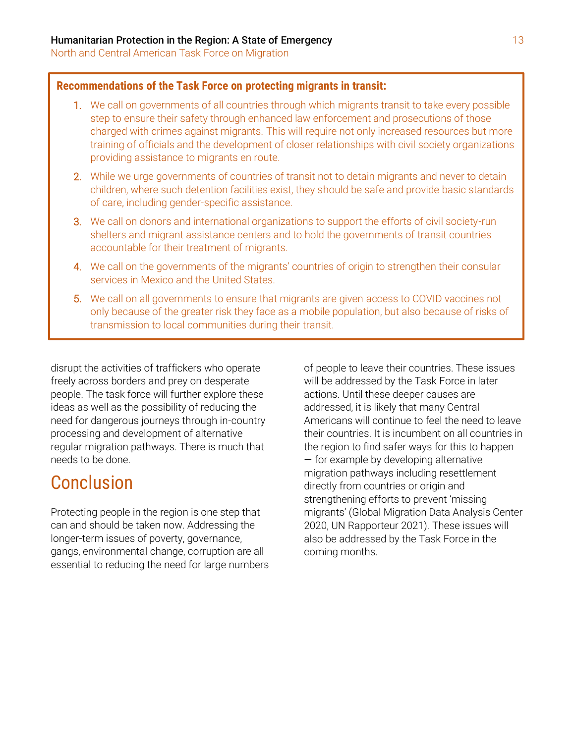**Recommendations of the Task Force on protecting migrants in transit:**

1. We call on governments of all countries through which migrants transit to take every possible step to ensure their safety through enhanced law enforcement and prosecutions of those charged with crimes against migrants. This will require not only increased resources but more training of officials and the development of closer relationships with civil society organizations providing assistance to migrants en route.
2. While we urge governments of countries of transit not to detain migrants and never to detain children, where such detention facilities exist, they should be safe and provide basic standards of care, including gender-specific assistance.
3. We call on donors and international organizations to support the efforts of civil society-run shelters and migrant assistance centers and to hold the governments of transit countries accountable for their treatment of migrants.
4. We call on the governments of the migrants' countries of origin to strengthen their consular services in Mexico and the United States.
5. We call on all governments to ensure that migrants are given access to COVID vaccines not only because of the greater risk they face as a mobile population, but also because of risks of transmission to local communities during their transit.

disrupt the activities of traffickers who operate freely across borders and prey on desperate people. The task force will further explore these ideas as well as the possibility of reducing the need for dangerous journeys through in-country processing and development of alternative regular migration pathways. There is much that needs to be done.

# Conclusion

Protecting people in the region is one step that can and should be taken now. Addressing the longer-term issues of poverty, governance, gangs, environmental change, corruption are all essential to reducing the need for large numbers of people to leave their countries. These issues will be addressed by the Task Force in later actions. Until these deeper causes are addressed, it is likely that many Central Americans will continue to feel the need to leave their countries. It is incumbent on all countries in the region to find safer ways for this to happen — for example by developing alternative migration pathways including resettlement directly from countries or origin and strengthening efforts to prevent 'missing migrants' (Global Migration Data Analysis Center 2020, UN Rapporteur 2021). These issues will also be addressed by the Task Force in the coming months.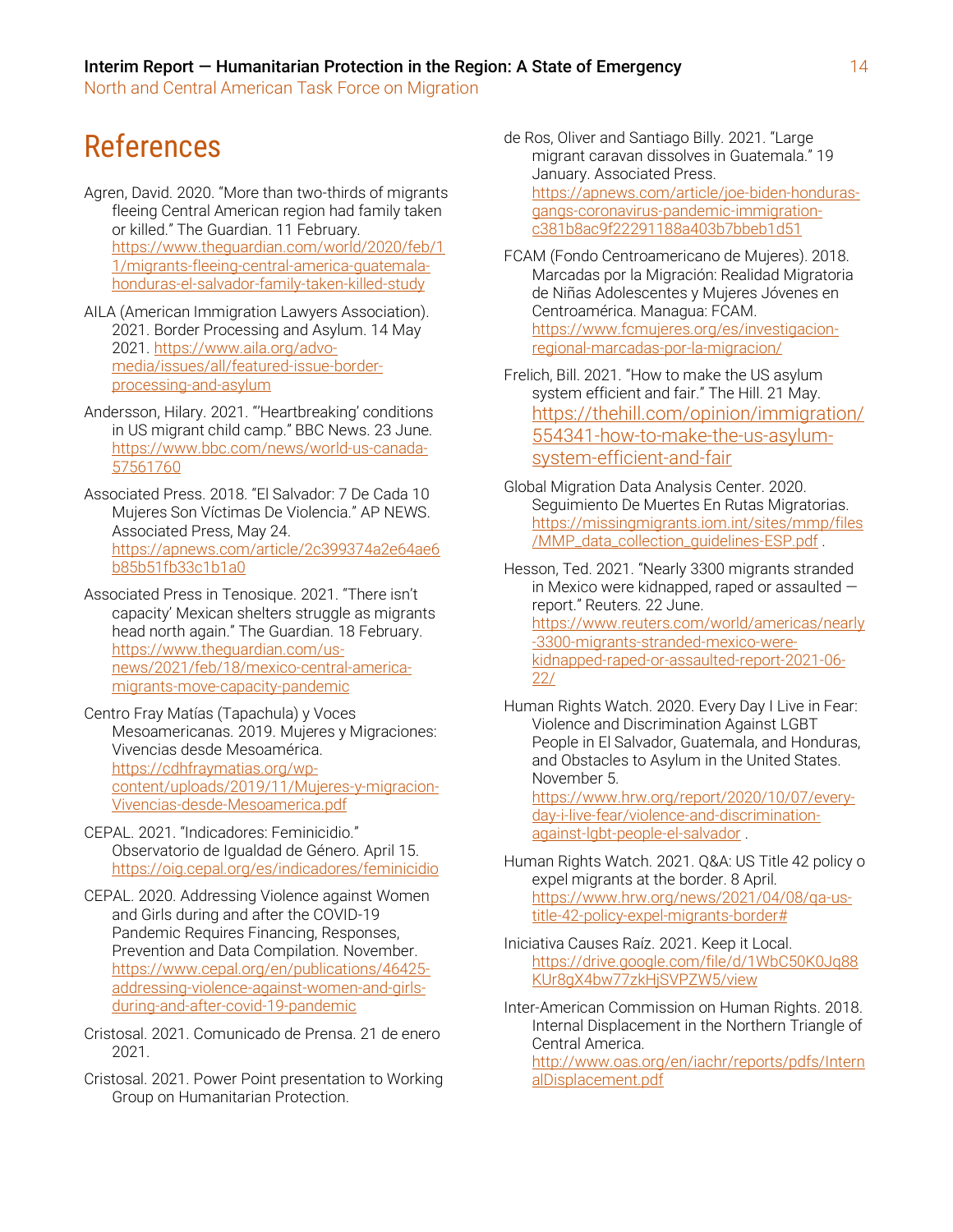# References

Agren, David. 2020. "More than two-thirds of migrants fleeing Central American region had family taken or killed." The Guardian. 11 February. https://www.theguardian.com/world/2020/feb/11/migrants-fleeing-central-america-guatemala-honduras-el-salvador-family-taken-killed-study

AILA (American Immigration Lawyers Association). 2021. Border Processing and Asylum. 14 May 2021. https://www.aila.org/advo-media/issues/all/featured-issue-border-processing-and-asylum

Andersson, Hilary. 2021. "'Heartbreaking' conditions in US migrant child camp." BBC News. 23 June. https://www.bbc.com/news/world-us-canada-57561760

Associated Press. 2018. "El Salvador: 7 De Cada 10 Mujeres Son Víctimas De Violencia." AP NEWS. Associated Press, May 24. https://apnews.com/article/2c399374a2e64ae6b85b51fb33c1b1a0

Associated Press in Tenosique. 2021. "There isn't capacity' Mexican shelters struggle as migrants head north again." The Guardian. 18 February. https://www.theguardian.com/us-news/2021/feb/18/mexico-central-america-migrants-move-capacity-pandemic

Centro Fray Matías (Tapachula) y Voces Mesoamericanas. 2019. Mujeres y Migraciones: Vivencias desde Mesoamérica. https://cdhfraymatias.org/wp-content/uploads/2019/11/Mujeres-y-migracion-Vivencias-desde-Mesoamerica.pdf

CEPAL. 2021. "Indicadores: Feminicidio." Observatorio de Igualdad de Género. April 15. https://oig.cepal.org/es/indicadores/feminicidio

CEPAL. 2020. Addressing Violence against Women and Girls during and after the COVID-19 Pandemic Requires Financing, Responses, Prevention and Data Compilation. November. https://www.cepal.org/en/publications/46425-addressing-violence-against-women-and-girls-during-and-after-covid-19-pandemic

Cristosal. 2021. Comunicado de Prensa. 21 de enero 2021.

Cristosal. 2021. Power Point presentation to Working Group on Humanitarian Protection.

de Ros, Oliver and Santiago Billy. 2021. "Large migrant caravan dissolves in Guatemala." 19 January. Associated Press. https://apnews.com/article/joe-biden-honduras-gangs-coronavirus-pandemic-immigration-c381b8ac9f22291188a403b7bbeb1d51

FCAM (Fondo Centroamericano de Mujeres). 2018. Marcadas por la Migración: Realidad Migratoria de Niñas Adolescentes y Mujeres Jóvenes en Centroamérica. Managua: FCAM. https://www.fcmujeres.org/es/investigacion-regional-marcadas-por-la-migracion/

Frelich, Bill. 2021. "How to make the US asylum system efficient and fair." The Hill. 21 May. https://thehill.com/opinion/immigration/554341-how-to-make-the-us-asylum-system-efficient-and-fair

Global Migration Data Analysis Center. 2020. Seguimiento De Muertes En Rutas Migratorias. https://missingmigrants.iom.int/sites/mmp/files/MMP_data_collection_guidelines-ESP.pdf .

Hesson, Ted. 2021. "Nearly 3300 migrants stranded in Mexico were kidnapped, raped or assaulted — report." Reuters. 22 June. https://www.reuters.com/world/americas/nearly-3300-migrants-stranded-mexico-were-kidnapped-raped-or-assaulted-report-2021-06-22/

Human Rights Watch. 2020. Every Day I Live in Fear: Violence and Discrimination Against LGBT People in El Salvador, Guatemala, and Honduras, and Obstacles to Asylum in the United States. November 5. https://www.hrw.org/report/2020/10/07/every-day-i-live-fear/violence-and-discrimination-against-lgbt-people-el-salvador .

Human Rights Watch. 2021. Q&A: US Title 42 policy o expel migrants at the border. 8 April. https://www.hrw.org/news/2021/04/08/qa-us-title-42-policy-expel-migrants-border#

Iniciativa Causes Raíz. 2021. Keep it Local. https://drive.google.com/file/d/1WbC50K0Jq88KUr8gX4bw77zkHjSVPZW5/view

Inter-American Commission on Human Rights. 2018. Internal Displacement in the Northern Triangle of Central America. http://www.oas.org/en/iachr/reports/pdfs/InternalDisplacement.pdf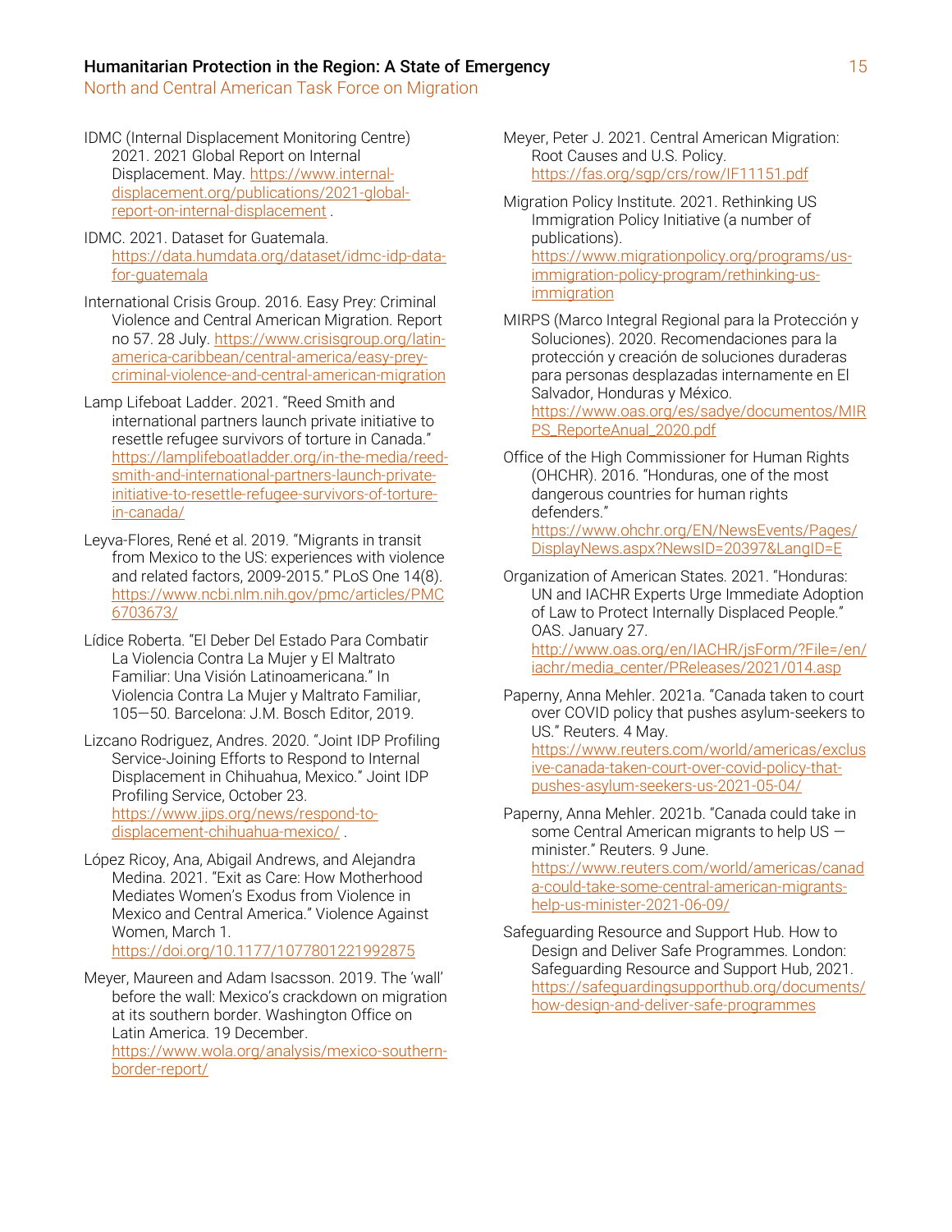IDMC (Internal Displacement Monitoring Centre) 2021. 2021 Global Report on Internal Displacement. May. https://www.internal-displacement.org/publications/2021-global-report-on-internal-displacement .

IDMC. 2021. Dataset for Guatemala. https://data.humdata.org/dataset/idmc-idp-data-for-guatemala

International Crisis Group. 2016. Easy Prey: Criminal Violence and Central American Migration. Report no 57. 28 July. https://www.crisisgroup.org/latin-america-caribbean/central-america/easy-prey-criminal-violence-and-central-american-migration

Lamp Lifeboat Ladder. 2021. "Reed Smith and international partners launch private initiative to resettle refugee survivors of torture in Canada." https://lamplifeboatladder.org/in-the-media/reed-smith-and-international-partners-launch-private-initiative-to-resettle-refugee-survivors-of-torture-in-canada/

Leyva-Flores, René et al. 2019. "Migrants in transit from Mexico to the US: experiences with violence and related factors, 2009-2015." PLoS One 14(8). https://www.ncbi.nlm.nih.gov/pmc/articles/PMC6703673/

Lídice Roberta. "El Deber Del Estado Para Combatir La Violencia Contra La Mujer y El Maltrato Familiar: Una Visión Latinoamericana." In Violencia Contra La Mujer y Maltrato Familiar, 105—50. Barcelona: J.M. Bosch Editor, 2019.

Lizcano Rodriguez, Andres. 2020. "Joint IDP Profiling Service-Joining Efforts to Respond to Internal Displacement in Chihuahua, Mexico." Joint IDP Profiling Service, October 23. https://www.jips.org/news/respond-to-displacement-chihuahua-mexico/ .

López Ricoy, Ana, Abigail Andrews, and Alejandra Medina. 2021. "Exit as Care: How Motherhood Mediates Women's Exodus from Violence in Mexico and Central America." Violence Against Women, March 1. https://doi.org/10.1177/1077801221992875

Meyer, Maureen and Adam Isacsson. 2019. The 'wall' before the wall: Mexico's crackdown on migration at its southern border. Washington Office on Latin America. 19 December. https://www.wola.org/analysis/mexico-southern-border-report/

Meyer, Peter J. 2021. Central American Migration: Root Causes and U.S. Policy. https://fas.org/sgp/crs/row/IF11151.pdf

Migration Policy Institute. 2021. Rethinking US Immigration Policy Initiative (a number of publications). https://www.migrationpolicy.org/programs/us-immigration-policy-program/rethinking-us-immigration

MIRPS (Marco Integral Regional para la Protección y Soluciones). 2020. Recomendaciones para la protección y creación de soluciones duraderas para personas desplazadas internamente en El Salvador, Honduras y México. https://www.oas.org/es/sadye/documentos/MIRPS_ReporteAnual_2020.pdf

Office of the High Commissioner for Human Rights (OHCHR). 2016. "Honduras, one of the most dangerous countries for human rights defenders." https://www.ohchr.org/EN/NewsEvents/Pages/DisplayNews.aspx?NewsID=20397&LangID=E

Organization of American States. 2021. "Honduras: UN and IACHR Experts Urge Immediate Adoption of Law to Protect Internally Displaced People." OAS. January 27. http://www.oas.org/en/IACHR/jsForm/?File=/en/iachr/media_center/PReleases/2021/014.asp

Paperny, Anna Mehler. 2021a. "Canada taken to court over COVID policy that pushes asylum-seekers to US." Reuters. 4 May. https://www.reuters.com/world/americas/exclusive-canada-taken-court-over-covid-policy-that-pushes-asylum-seekers-us-2021-05-04/

Paperny, Anna Mehler. 2021b. "Canada could take in some Central American migrants to help US — minister." Reuters. 9 June. https://www.reuters.com/world/americas/canada-could-take-some-central-american-migrants-help-us-minister-2021-06-09/

Safeguarding Resource and Support Hub. How to Design and Deliver Safe Programmes. London: Safeguarding Resource and Support Hub, 2021. https://safeguardingsupporthub.org/documents/how-design-and-deliver-safe-programmes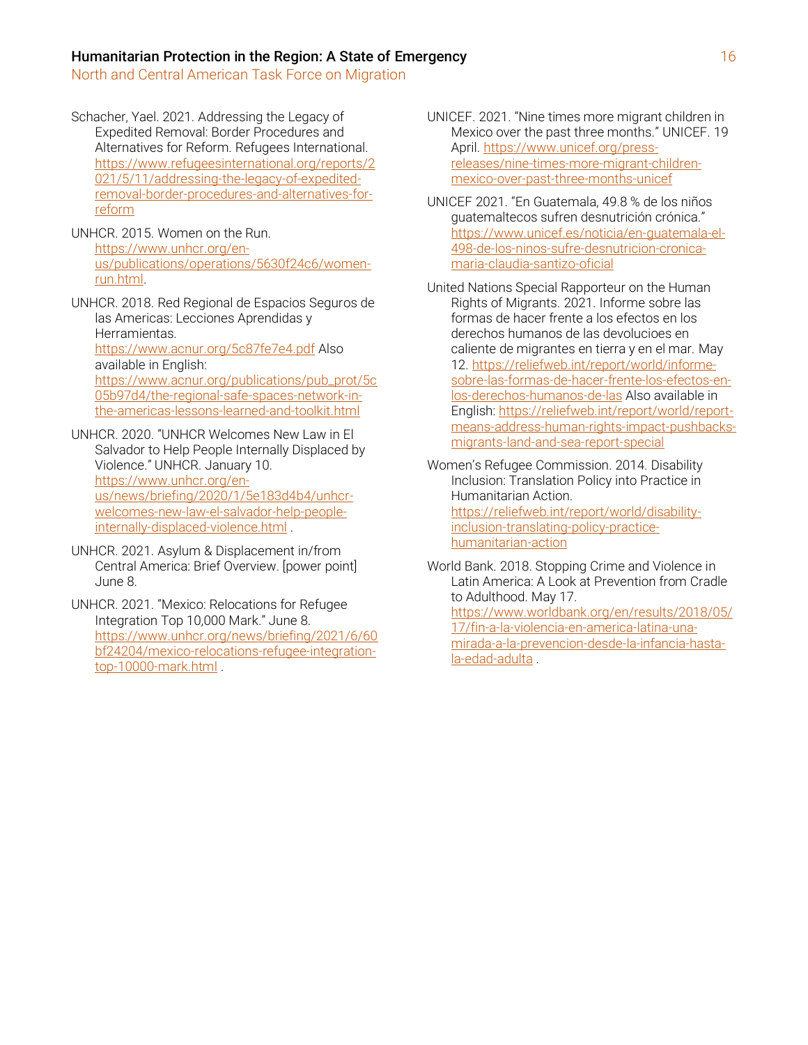Schacher, Yael. 2021. Addressing the Legacy of Expedited Removal: Border Procedures and Alternatives for Reform. Refugees International. https://www.refugeesinternational.org/reports/2021/5/11/addressing-the-legacy-of-expedited-removal-border-procedures-and-alternatives-for-reform

UNHCR. 2015. Women on the Run. https://www.unhcr.org/en-us/publications/operations/5630f24c6/women-run.html.

UNHCR. 2018. Red Regional de Espacios Seguros de las Americas: Lecciones Aprendidas y Herramientas. https://www.acnur.org/5c87fe7e4.pdf Also available in English: https://www.acnur.org/publications/pub_prot/5c05b97d4/the-regional-safe-spaces-network-in-the-americas-lessons-learned-and-toolkit.html

UNHCR. 2020. "UNHCR Welcomes New Law in El Salvador to Help People Internally Displaced by Violence." UNHCR. January 10. https://www.unhcr.org/en-us/news/briefing/2020/1/5e183d4b4/unhcr-welcomes-new-law-el-salvador-help-people-internally-displaced-violence.html .

UNHCR. 2021. Asylum & Displacement in/from Central America: Brief Overview. [power point] June 8.

UNHCR. 2021. "Mexico: Relocations for Refugee Integration Top 10,000 Mark." June 8. https://www.unhcr.org/news/briefing/2021/6/60bf24204/mexico-relocations-refugee-integration-top-10000-mark.html .

UNICEF. 2021. "Nine times more migrant children in Mexico over the past three months." UNICEF. 19 April. https://www.unicef.org/press-releases/nine-times-more-migrant-children-mexico-over-past-three-months-unicef

UNICEF 2021. "En Guatemala, 49.8 % de los niños guatemaltecos sufren desnutrición crónica." https://www.unicef.es/noticia/en-guatemala-el-498-de-los-ninos-sufre-desnutricion-cronica-maria-claudia-santizo-oficial

United Nations Special Rapporteur on the Human Rights of Migrants. 2021. Informe sobre las formas de hacer frente a los efectos en los derechos humanos de las devolucioes en caliente de migrantes en tierra y en el mar. May 12. https://reliefweb.int/report/world/informe-sobre-las-formas-de-hacer-frente-los-efectos-en-los-derechos-humanos-de-las Also available in English: https://reliefweb.int/report/world/report-means-address-human-rights-impact-pushbacks-migrants-land-and-sea-report-special

Women's Refugee Commission. 2014. Disability Inclusion: Translation Policy into Practice in Humanitarian Action. https://reliefweb.int/report/world/disability-inclusion-translating-policy-practice-humanitarian-action

World Bank. 2018. Stopping Crime and Violence in Latin America: A Look at Prevention from Cradle to Adulthood. May 17. https://www.worldbank.org/en/results/2018/05/17/fin-a-la-violencia-en-america-latina-una-mirada-a-la-prevencion-desde-la-infancia-hasta-la-edad-adulta .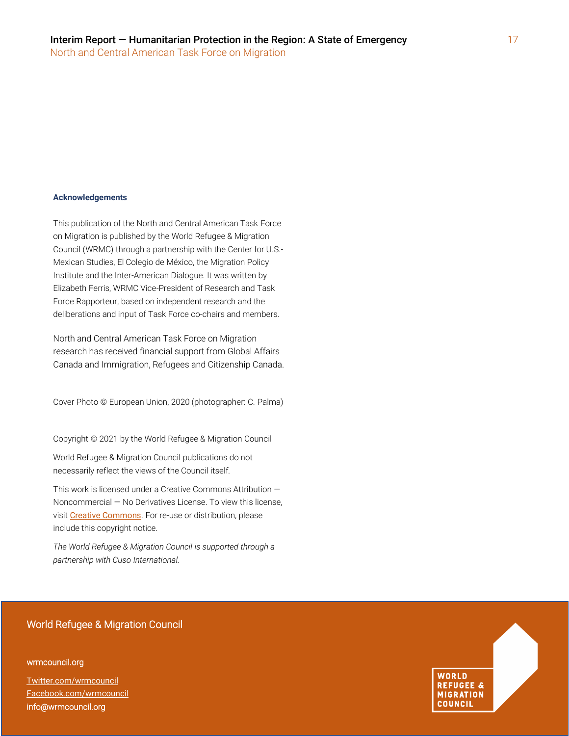## Acknowledgements

This publication of the North and Central American Task Force on Migration is published by the World Refugee & Migration Council (WRMC) through a partnership with the Center for U.S.-Mexican Studies, El Colegio de México, the Migration Policy Institute and the Inter-American Dialogue. It was written by Elizabeth Ferris, WRMC Vice-President of Research and Task Force Rapporteur, based on independent research and the deliberations and input of Task Force co-chairs and members.

North and Central American Task Force on Migration research has received financial support from Global Affairs Canada and Immigration, Refugees and Citizenship Canada.

Cover Photo © European Union, 2020 (photographer: C. Palma)

Copyright © 2021 by the World Refugee & Migration Council

World Refugee & Migration Council publications do not necessarily reflect the views of the Council itself.

This work is licensed under a Creative Commons Attribution — Noncommercial — No Derivatives License. To view this license, visit Creative Commons. For re-use or distribution, please include this copyright notice.

*The World Refugee & Migration Council is supported through a partnership with Cuso International.*

World Refugee & Migration Council

wrmcouncil.org

Twitter.com/wrmcouncil
Facebook.com/wrmcouncil
info@wrmcouncil.org

WORLD REFUGEE & MIGRATION COUNCIL